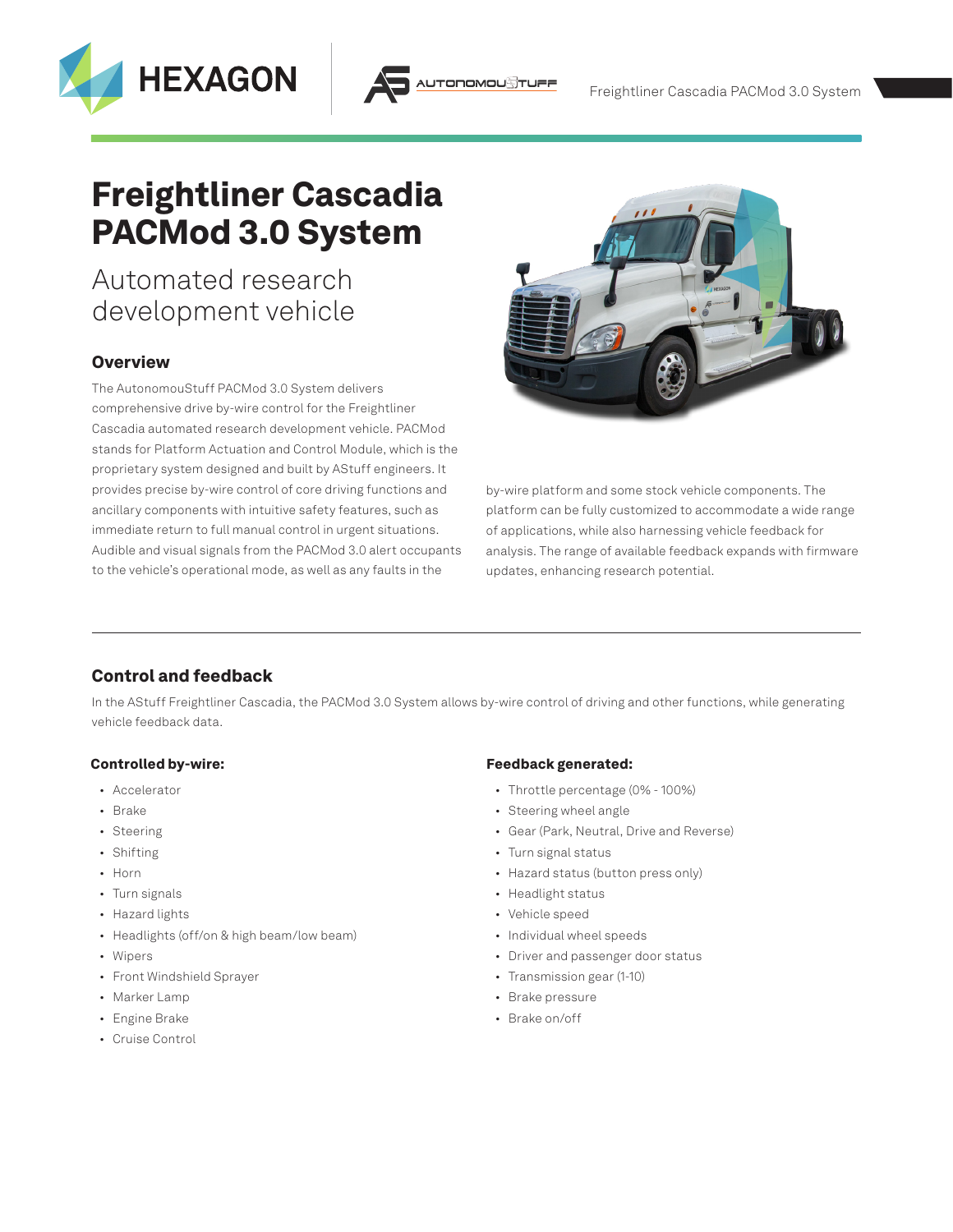# Freightliner Cascadia PACMod 3.0 System

## Automated research development vehicle

### Overview

The AutonomouStuff PACMod 3.0 System delivers comprehensive drive by-wire control for the Freightliner Cascadia automated research development vehicle. PACMod stands for Platform Actuation and Control Module, which is the proprietary system designed and built by AStuff engineers. It provides precise by-wire control of core driving functions and ancillary components with intuitive safety features, such as immediate return to full manual control in urgent situations. Audible and visual signals from the PACMod 3.0 alert occupants to the vehicle's operational mode, as well as any faults in the by-wire platform and some stock vehicle components. The platform can be fully customized to accommodate a wide range of applications, while also harnessing vehicle feedback for analysis. The range of available feedback expands with firmware updates, enhancing research potential.

### Control and feedback

In the AStuff Freightliner Cascadia, the PACMod 3.0 System allows by-wire control of driving and other functions, while generating vehicle feedback data.

**Controlled by-wire:**

- Accelerator
- Brake
- Steering
- Shifting
- Horn
- Turn signals
- Hazard lights
- Headlights (off/on & high beam/low beam)
- Wipers
- Front Windshield Sprayer
- Marker Lamp
- Engine Brake
- Cruise Control

**Feedback generated:**

- Throttle percentage (0% - 100%)
- Steering wheel angle
- Gear (Park, Neutral, Drive and Reverse)
- Turn signal status
- Hazard status (button press only)
- Headlight status
- Vehicle speed
- Individual wheel speeds
- Driver and passenger door status
- Transmission gear (1-10)
- Brake pressure
- Brake on/off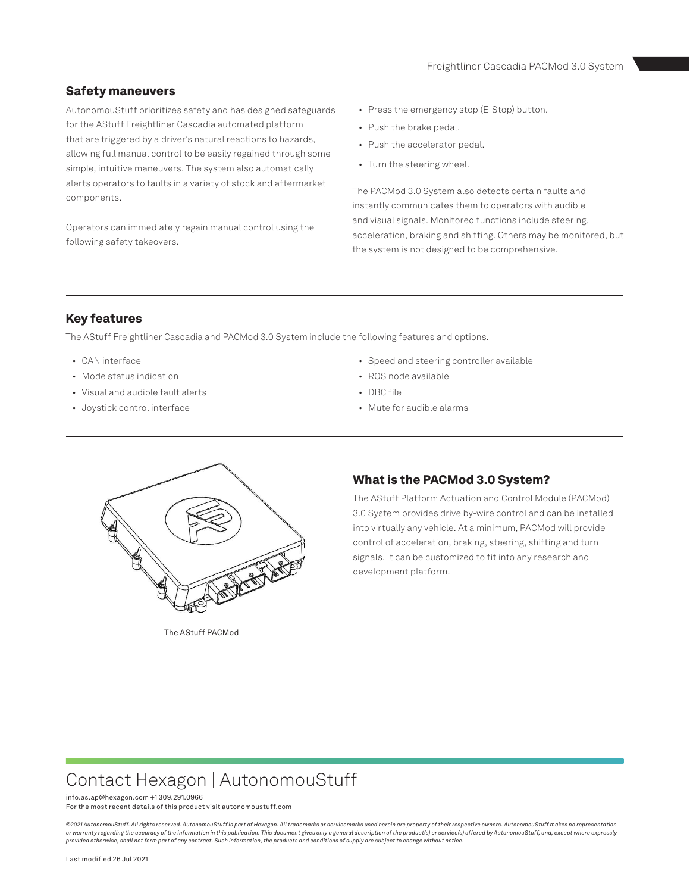## Safety maneuvers

AutonomouStuff prioritizes safety and has designed safeguards for the AStuff Freightliner Cascadia automated platform that are triggered by a driver's natural reactions to hazards, allowing full manual control to be easily regained through some simple, intuitive maneuvers. The system also automatically alerts operators to faults in a variety of stock and aftermarket components.

Operators can immediately regain manual control using the following safety takeovers.

- Press the emergency stop (E-Stop) button.
- Push the brake pedal.
- Push the accelerator pedal.
- Turn the steering wheel.

The PACMod 3.0 System also detects certain faults and instantly communicates them to operators with audible and visual signals. Monitored functions include steering, acceleration, braking and shifting. Others may be monitored, but the system is not designed to be comprehensive.

## Key features

The AStuff Freightliner Cascadia and PACMod 3.0 System include the following features and options.

- CAN interface
- Mode status indication
- Visual and audible fault alerts
- Joystick control interface
- Speed and steering controller available
- ROS node available
- DBC file
- Mute for audible alarms

The AStuff PACMod

## What is the PACMod 3.0 System?

The AStuff Platform Actuation and Control Module (PACMod) 3.0 System provides drive by-wire control and can be installed into virtually any vehicle. At a minimum, PACMod will provide control of acceleration, braking, steering, shifting and turn signals. It can be customized to fit into any research and development platform.

# Contact Hexagon | AutonomouStuff

info.as.ap@hexagon.com +1 309.291.0966
For the most recent details of this product visit autonomoustuff.com

*©2021 AutonomouStuff. All rights reserved. AutonomouStuff is part of Hexagon. All trademarks or servicemarks used herein are property of their respective owners. AutonomouStuff makes no representation or warranty regarding the accuracy of the information in this publication. This document gives only a general description of the product(s) or service(s) offered by AutonomouStuff, and, except where expressly provided otherwise, shall not form part of any contract. Such information, the products and conditions of supply are subject to change without notice.*

Last modified 26 Jul 2021